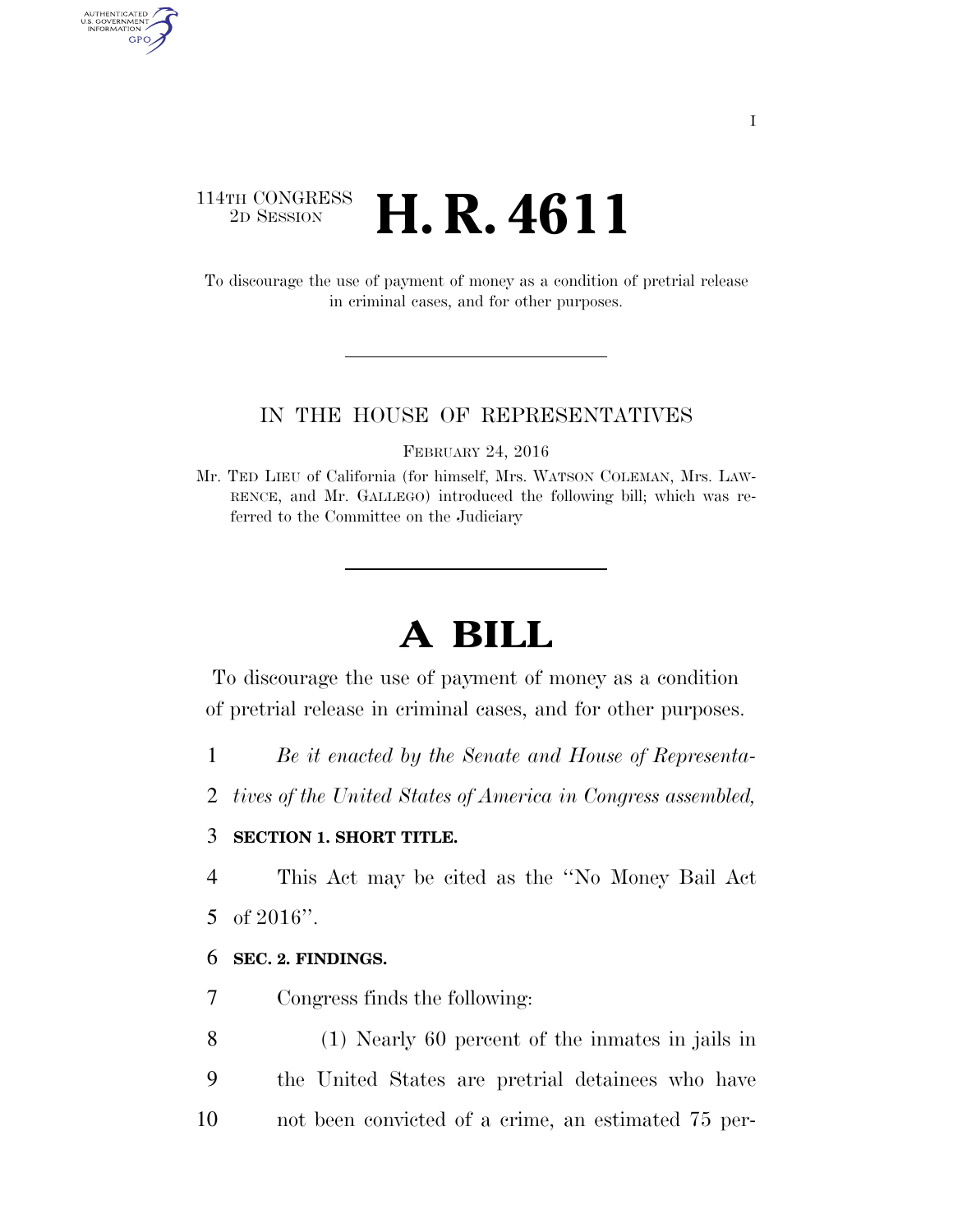114TH CONGRESS
2D SESSION

# H. R. 4611

To discourage the use of payment of money as a condition of pretrial release in criminal cases, and for other purposes.

IN THE HOUSE OF REPRESENTATIVES

FEBRUARY 24, 2016

Mr. TED LIEU of California (for himself, Mrs. WATSON COLEMAN, Mrs. LAWRENCE, and Mr. GALLEGO) introduced the following bill; which was referred to the Committee on the Judiciary

# A BILL

To discourage the use of payment of money as a condition of pretrial release in criminal cases, and for other purposes.

*Be it enacted by the Senate and House of Representatives of the United States of America in Congress assembled,*

**SECTION 1. SHORT TITLE.**

This Act may be cited as the "No Money Bail Act of 2016".

**SEC. 2. FINDINGS.**

Congress finds the following:

(1) Nearly 60 percent of the inmates in jails in the United States are pretrial detainees who have not been convicted of a crime, an estimated 75 per-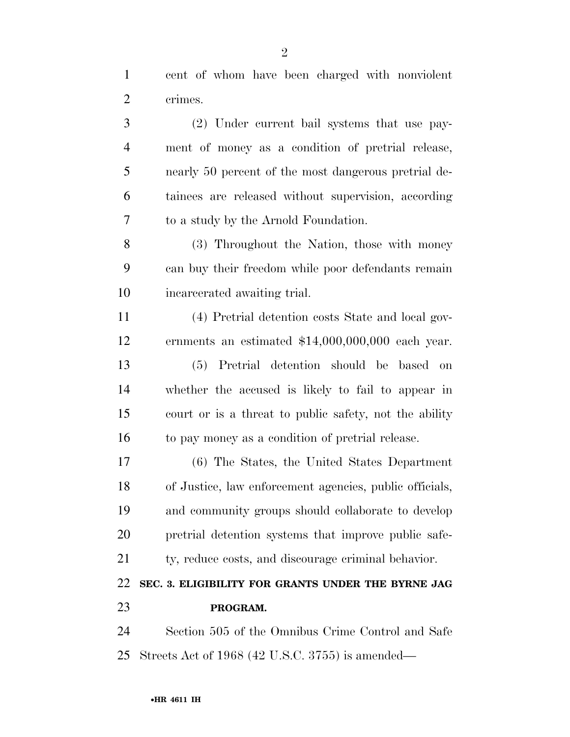cent of whom have been charged with nonviolent crimes.

(2) Under current bail systems that use payment of money as a condition of pretrial release, nearly 50 percent of the most dangerous pretrial detainees are released without supervision, according to a study by the Arnold Foundation.

(3) Throughout the Nation, those with money can buy their freedom while poor defendants remain incarcerated awaiting trial.

(4) Pretrial detention costs State and local governments an estimated $14,000,000,000 each year.

(5) Pretrial detention should be based on whether the accused is likely to fail to appear in court or is a threat to public safety, not the ability to pay money as a condition of pretrial release.

(6) The States, the United States Department of Justice, law enforcement agencies, public officials, and community groups should collaborate to develop pretrial detention systems that improve public safety, reduce costs, and discourage criminal behavior.

**SEC. 3. ELIGIBILITY FOR GRANTS UNDER THE BYRNE JAG PROGRAM.**

Section 505 of the Omnibus Crime Control and Safe Streets Act of 1968 (42 U.S.C. 3755) is amended—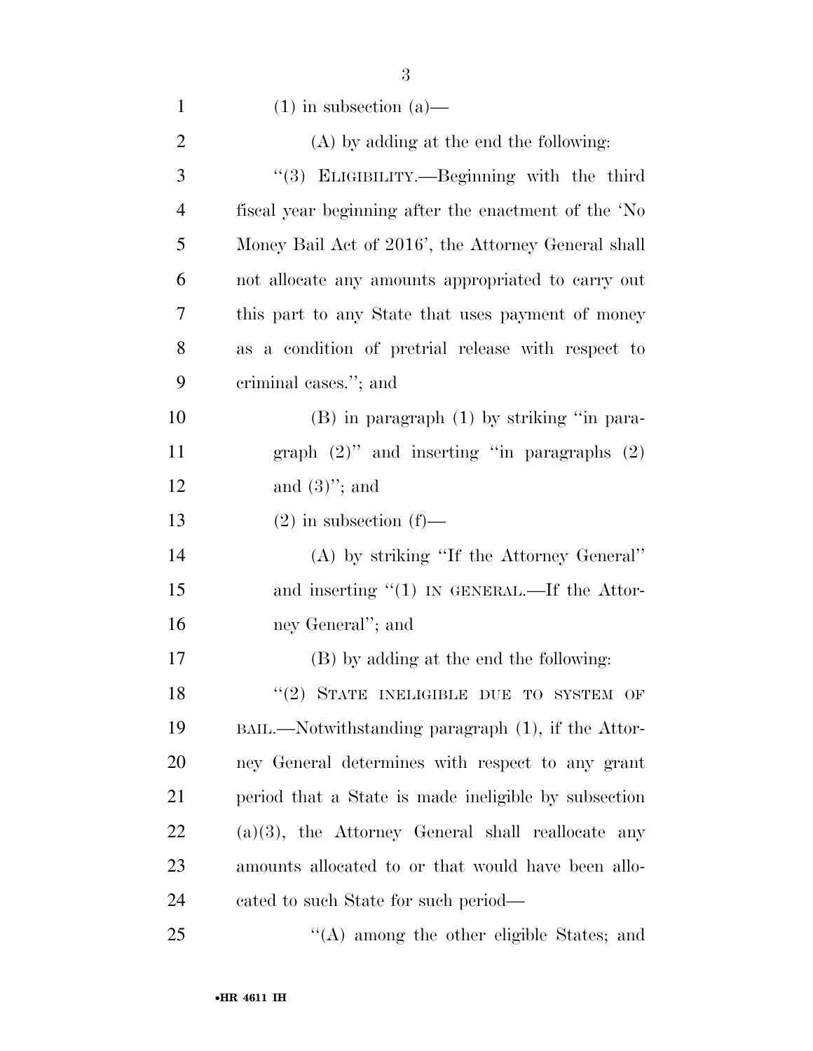(1) in subsection (a)—

(A) by adding at the end the following:

"(3) ELIGIBILITY.—Beginning with the third fiscal year beginning after the enactment of the 'No Money Bail Act of 2016', the Attorney General shall not allocate any amounts appropriated to carry out this part to any State that uses payment of money as a condition of pretrial release with respect to criminal cases."; and

(B) in paragraph (1) by striking "in paragraph (2)" and inserting "in paragraphs (2) and (3)"; and

(2) in subsection (f)—

(A) by striking "If the Attorney General" and inserting "(1) IN GENERAL.—If the Attorney General"; and

(B) by adding at the end the following:

"(2) STATE INELIGIBLE DUE TO SYSTEM OF BAIL.—Notwithstanding paragraph (1), if the Attorney General determines with respect to any grant period that a State is made ineligible by subsection (a)(3), the Attorney General shall reallocate any amounts allocated to or that would have been allocated to such State for such period—

"(A) among the other eligible States; and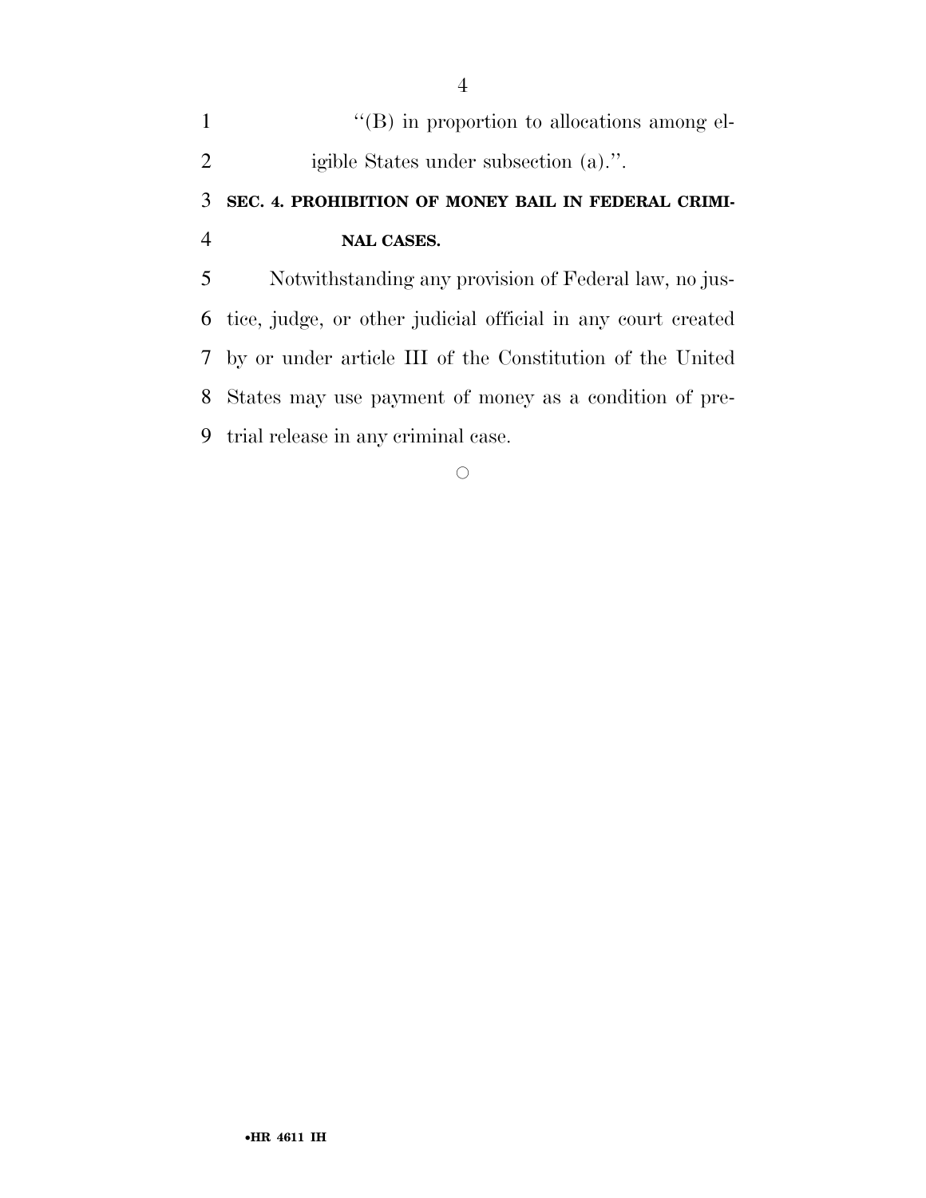"(B) in proportion to allocations among eligible States under subsection (a).".

## SEC. 4. PROHIBITION OF MONEY BAIL IN FEDERAL CRIMINAL CASES.

Notwithstanding any provision of Federal law, no justice, judge, or other judicial official in any court created by or under article III of the Constitution of the United States may use payment of money as a condition of pretrial release in any criminal case.

○